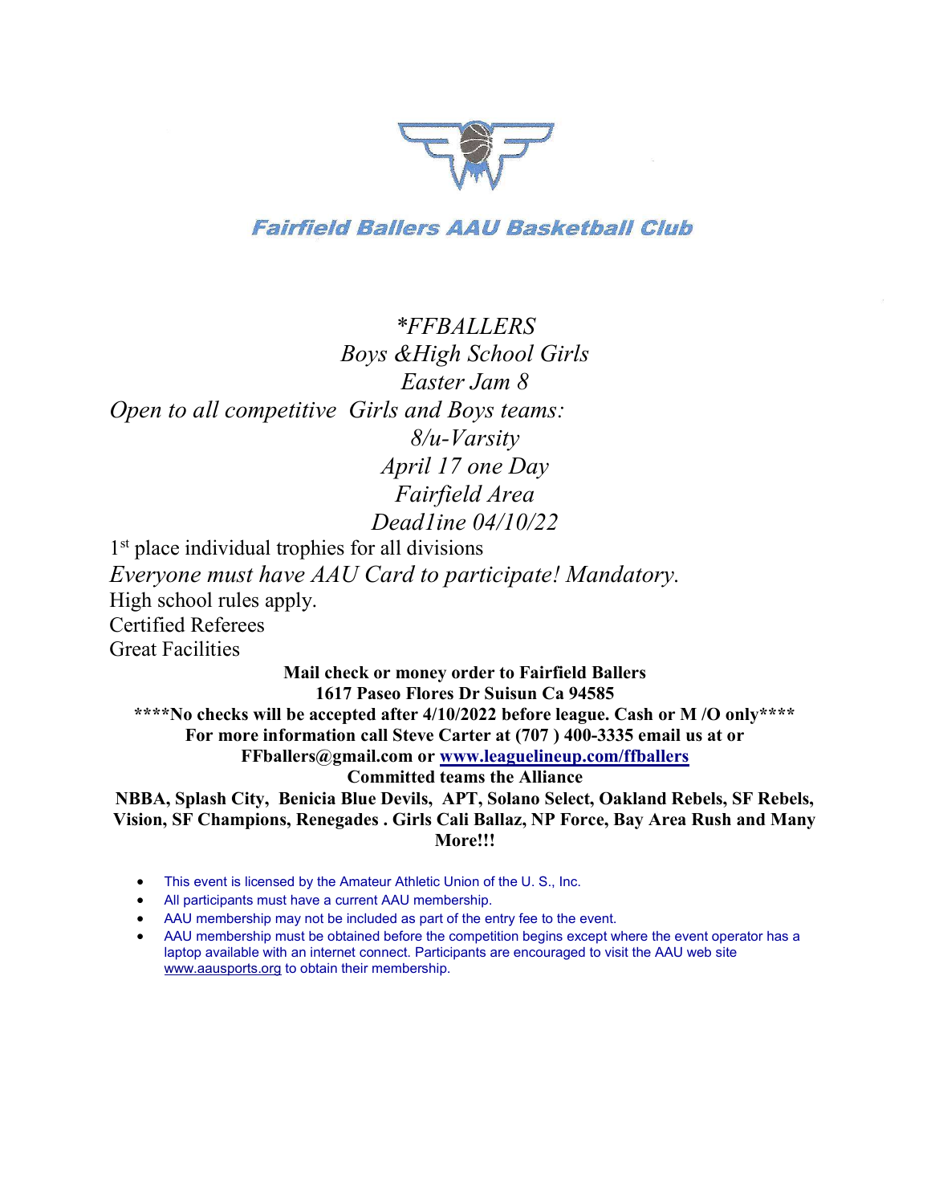## Fairfield Ballers AAU Basketball Club

*\*FFBALLERS*
*Boys &High School Girls*
*Easter Jam 8*
*Open to all competitive Girls and Boys teams:*
*8/u-Varsity*
*April 17 one Day*
*Fairfield Area*
*Dead1ine 04/10/22*

1st place individual trophies for all divisions
*Everyone must have AAU Card to participate! Mandatory.*
High school rules apply.
Certified Referees
Great Facilities

**Mail check or money order to Fairfield Ballers**
**1617 Paseo Flores Dr Suisun Ca 94585**
**\*\*\*\*No checks will be accepted after 4/10/2022 before league. Cash or M /O only\*\*\*\***
**For more information call Steve Carter at (707 ) 400-3335 email us at or FFballers@gmail.com or [www.leaguelineup.com/ffballers](http://www.leaguelineup.com/ffballers)**
**Committed teams the Alliance**
**NBBA, Splash City, Benicia Blue Devils, APT, Solano Select, Oakland Rebels, SF Rebels, Vision, SF Champions, Renegades . Girls Cali Ballaz, NP Force, Bay Area Rush and Many More!!!**

- This event is licensed by the Amateur Athletic Union of the U. S., Inc.
- All participants must have a current AAU membership.
- AAU membership may not be included as part of the entry fee to the event.
- AAU membership must be obtained before the competition begins except where the event operator has a laptop available with an internet connect. Participants are encouraged to visit the AAU web site [www.aausports.org](http://www.aausports.org) to obtain their membership.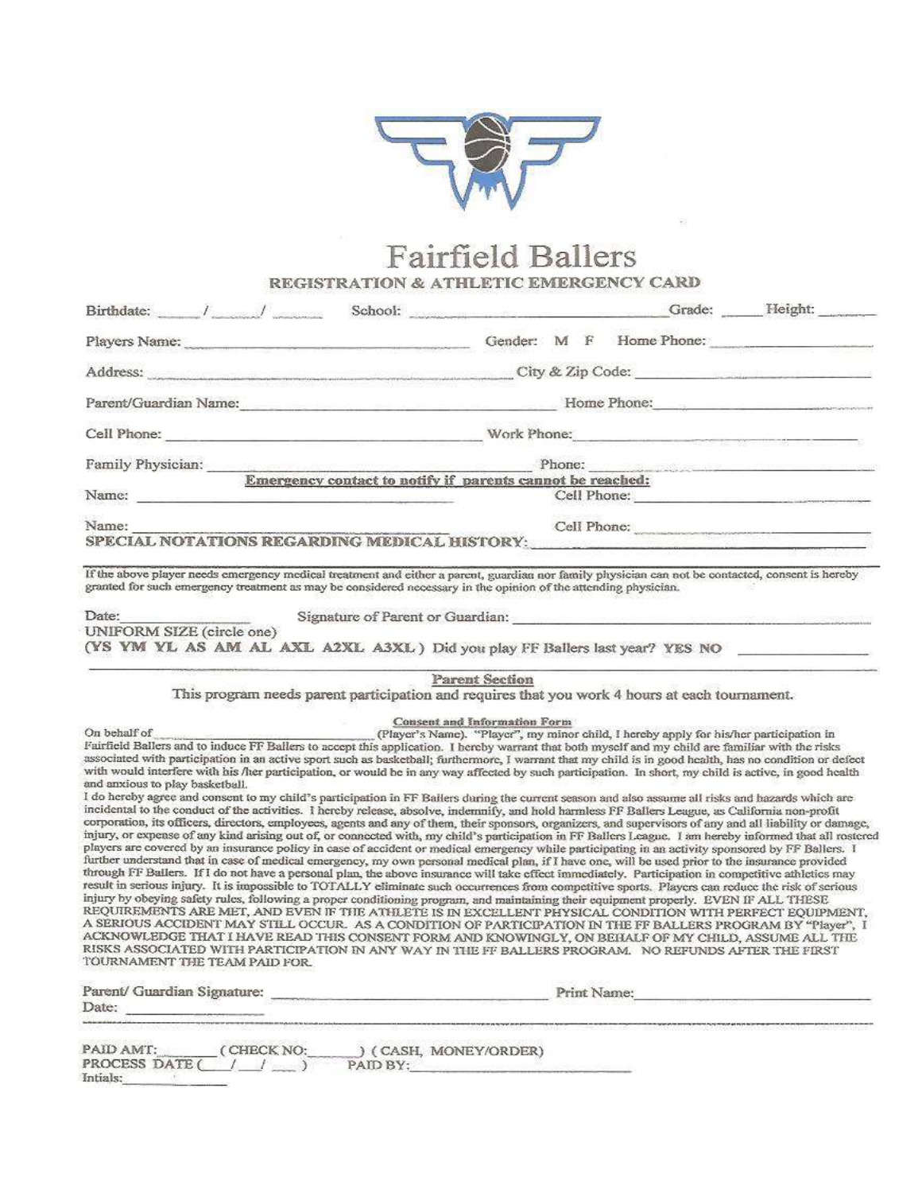# Fairfield Ballers

## REGISTRATION & ATHLETIC EMERGENCY CARD

Birthdate: _____/_____/_____ School: ______________________________ Grade: _____ Height: _______

Players Name: ______________________________ Gender: M F Home Phone: ____________________

Address: ______________________________ City & Zip Code: ______________________________

Parent/Guardian Name: ______________________________ Home Phone: ______________________________

Cell Phone: ______________________________ Work Phone: ______________________________

Family Physician: ______________________________ Phone: ______________________________

**Emergency contact to notify if parents cannot be reached:**

Name: ______________________________ Cell Phone: ______________________________

Name: ______________________________ Cell Phone: ______________________________

**SPECIAL NOTATIONS REGARDING MEDICAL HISTORY:** ______________________________

If the above player needs emergency medical treatment and either a parent, guardian nor family physician can not be contacted, consent is hereby granted for such emergency treatment as may be considered necessary in the opinion of the attending physician.

Date: ______________ Signature of Parent or Guardian: ______________________________

UNIFORM SIZE (circle one)

**(YS YM YL AS AM AL AXL A2XL A3XL)** Did you play FF Ballers last year? **YES NO** ______________

### Parent Section

This program needs parent participation and requires that you work 4 hours at each tournament.

### Consent and Information Form

On behalf of ______________________________ (Player's Name). "Player", my minor child, I hereby apply for his/her participation in Fairfield Ballers and to induce FF Ballers to accept this application. I hereby warrant that both myself and my child are familiar with the risks associated with participation in an active sport such as basketball; furthermore, I warrant that my child is in good health, has no condition or defect with would interfere with his /her participation, or would be in any way affected by such participation. In short, my child is active, in good health and anxious to play basketball.

I do hereby agree and consent to my child's participation in FF Ballers during the current season and also assume all risks and hazards which are incidental to the conduct of the activities. I hereby release, absolve, indemnify, and hold harmless FF Ballers League, as California non-profit corporation, its officers, directors, employees, agents and any of them, their sponsors, organizers, and supervisors of any and all liability or damage, injury, or expense of any kind arising out of, or connected with, my child's participation in FF Ballers League. I am hereby informed that all rostered players are covered by an insurance policy in case of accident or medical emergency while participating in an activity sponsored by FF Ballers. I further understand that in case of medical emergency, my own personal medical plan, if I have one, will be used prior to the insurance provided through FF Ballers. If I do not have a personal plan, the above insurance will take effect immediately. Participation in competitive athletics may result in serious injury. It is impossible to TOTALLY eliminate such occurrences from competitive sports. Players can reduce the risk of serious injury by obeying safety rules, following a proper conditioning program, and maintaining their equipment properly. EVEN IF ALL THESE REQUIREMENTS ARE MET, AND EVEN IF THE ATHLETE IS IN EXCELLENT PHYSICAL CONDITION WITH PERFECT EQUIPMENT, A SERIOUS ACCIDENT MAY STILL OCCUR. AS A CONDITION OF PARTICIPATION IN THE FF BALLERS PROGRAM BY "Player", I ACKNOWLEDGE THAT I HAVE READ THIS CONSENT FORM AND KNOWINGLY, ON BEHALF OF MY CHILD, ASSUME ALL THE RISKS ASSOCIATED WITH PARTICIPATION IN ANY WAY IN THE FF BALLERS PROGRAM. NO REFUNDS AFTER THE FIRST TOURNAMENT THE TEAM PAID FOR.

Parent/ Guardian Signature: ______________________________ Print Name: ______________________________

Date: ______________

PAID AMT:_______ (CHECK NO:_______) (CASH, MONEY/ORDER)

PROCESS DATE (___/___/___) PAID BY: ______________________________

Intials: ______________